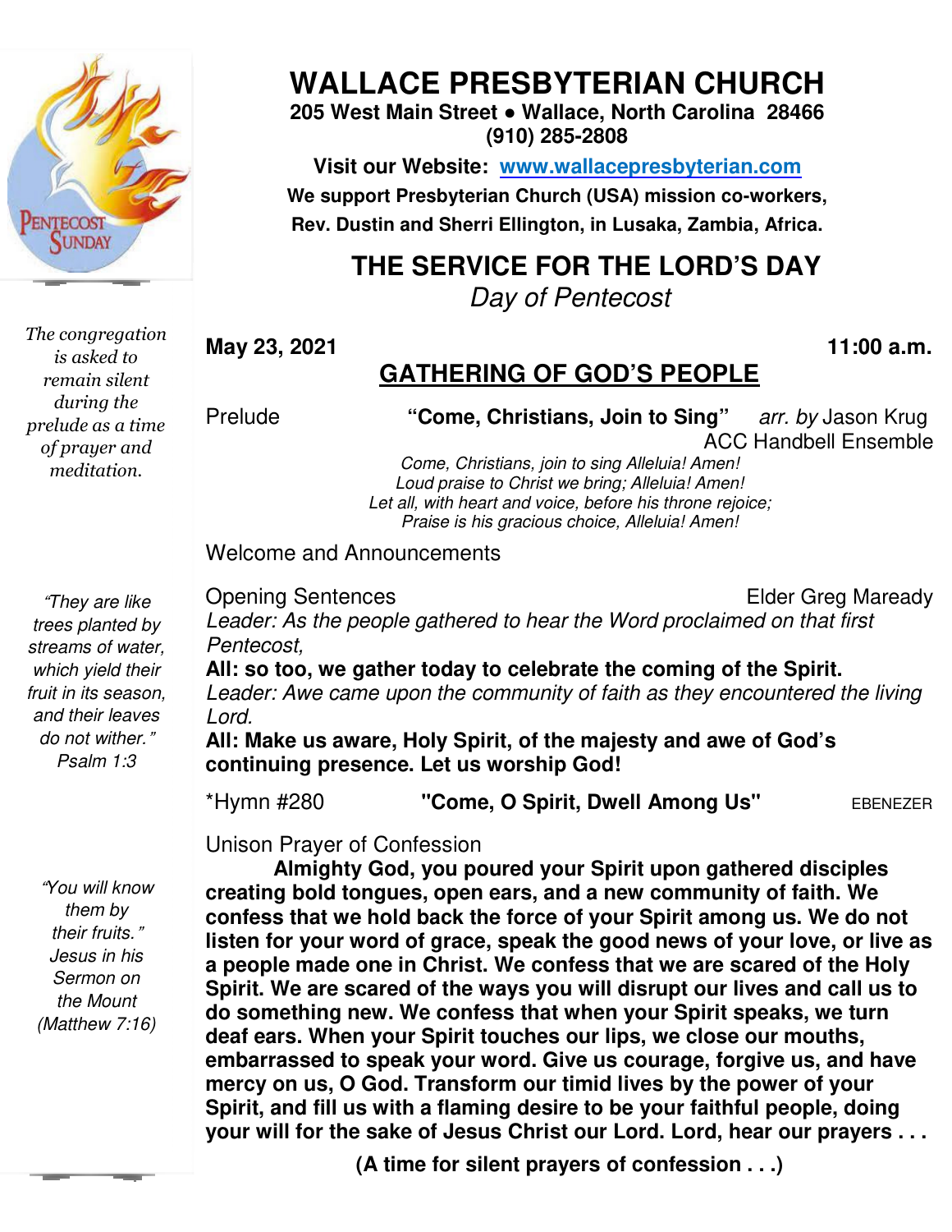# WALLACE PRESBYTERIAN CHURCH

**205 West Main Street ● Wallace, North Carolina 28466**
**(910) 285-2808**

**Visit our Website: www.wallacepresbyterian.com**

**We support Presbyterian Church (USA) mission co-workers, Rev. Dustin and Sherri Ellington, in Lusaka, Zambia, Africa.**

## THE SERVICE FOR THE LORD'S DAY

*Day of Pentecost*

**May 23, 2021** **11:00 a.m.**

### GATHERING OF GOD'S PEOPLE

*The congregation is asked to remain silent during the prelude as a time of prayer and meditation.*

Prelude **"Come, Christians, Join to Sing"** *arr. by* Jason Krug
ACC Handbell Ensemble

*Come, Christians, join to sing Alleluia! Amen!*
*Loud praise to Christ we bring; Alleluia! Amen!*
*Let all, with heart and voice, before his throne rejoice;*
*Praise is his gracious choice, Alleluia! Amen!*

Welcome and Announcements

*"They are like trees planted by streams of water, which yield their fruit in its season, and their leaves do not wither." Psalm 1:3*

Opening Sentences Elder Greg Maready

*Leader: As the people gathered to hear the Word proclaimed on that first Pentecost,*

**All: so too, we gather today to celebrate the coming of the Spirit.**

*Leader: Awe came upon the community of faith as they encountered the living Lord.*

**All: Make us aware, Holy Spirit, of the majesty and awe of God's continuing presence. Let us worship God!**

*Hymn #280 **"Come, O Spirit, Dwell Among Us"** EBENEZER

*"You will know them by their fruits." Jesus in his Sermon on the Mount (Matthew 7:16)*

Unison Prayer of Confession

**Almighty God, you poured your Spirit upon gathered disciples creating bold tongues, open ears, and a new community of faith. We confess that we hold back the force of your Spirit among us. We do not listen for your word of grace, speak the good news of your love, or live as a people made one in Christ. We confess that we are scared of the Holy Spirit. We are scared of the ways you will disrupt our lives and call us to do something new. We confess that when your Spirit speaks, we turn deaf ears. When your Spirit touches our lips, we close our mouths, embarrassed to speak your word. Give us courage, forgive us, and have mercy on us, O God. Transform our timid lives by the power of your Spirit, and fill us with a flaming desire to be your faithful people, doing your will for the sake of Jesus Christ our Lord. Lord, hear our prayers . . .**

**(A time for silent prayers of confession . . .)**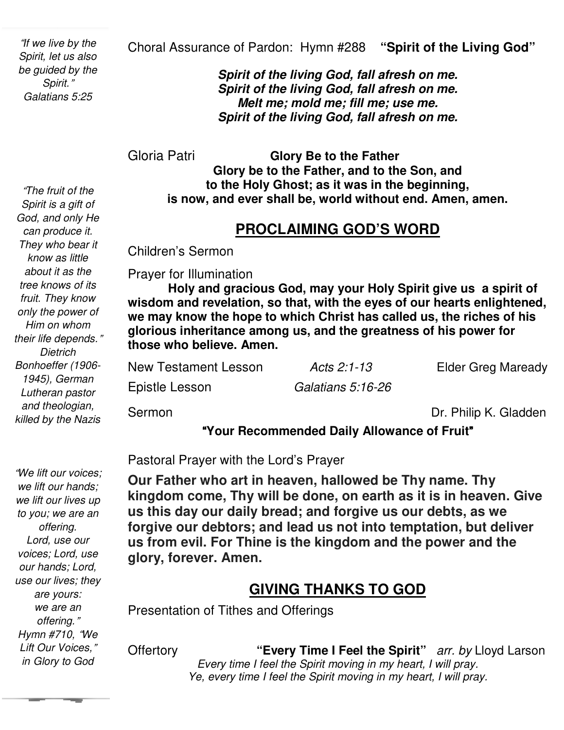Choral Assurance of Pardon: Hymn #288 **"Spirit of the Living God"**

***Spirit of the living God, fall afresh on me.***
***Spirit of the living God, fall afresh on me.***
***Melt me; mold me; fill me; use me.***
***Spirit of the living God, fall afresh on me.***

Gloria Patri **Glory Be to the Father**

**Glory be to the Father, and to the Son, and to the Holy Ghost; as it was in the beginning, is now, and ever shall be, world without end. Amen, amen.**

## PROCLAIMING GOD'S WORD

Children's Sermon

Prayer for Illumination

**Holy and gracious God, may your Holy Spirit give us a spirit of wisdom and revelation, so that, with the eyes of our hearts enlightened, we may know the hope to which Christ has called us, the riches of his glorious inheritance among us, and the greatness of his power for those who believe. Amen.**

New Testament Lesson *Acts 2:1-13* Elder Greg Maready

Epistle Lesson *Galatians 5:16-26*

Sermon Dr. Philip K. Gladden

**"Your Recommended Daily Allowance of Fruit"**

Pastoral Prayer with the Lord's Prayer

**Our Father who art in heaven, hallowed be Thy name. Thy kingdom come, Thy will be done, on earth as it is in heaven. Give us this day our daily bread; and forgive us our debts, as we forgive our debtors; and lead us not into temptation, but deliver us from evil. For Thine is the kingdom and the power and the glory, forever. Amen.**

## GIVING THANKS TO GOD

Presentation of Tithes and Offerings

Offertory **"Every Time I Feel the Spirit"** *arr. by* Lloyd Larson

*Every time I feel the Spirit moving in my heart, I will pray.*
*Ye, every time I feel the Spirit moving in my heart, I will pray.*

---

*"If we live by the Spirit, let us also be guided by the Spirit." Galatians 5:25*

*"The fruit of the Spirit is a gift of God, and only He can produce it. They who bear it know as little about it as the tree knows of its fruit. They know only the power of Him on whom their life depends." Dietrich Bonhoeffer (1906-1945), German Lutheran pastor and theologian, killed by the Nazis*

*"We lift our voices; we lift our hands; we lift our lives up to you; we are an offering. Lord, use our voices; Lord, use our hands; Lord, use our lives; they are yours: we are an offering." Hymn #710, "We Lift Our Voices," in Glory to God*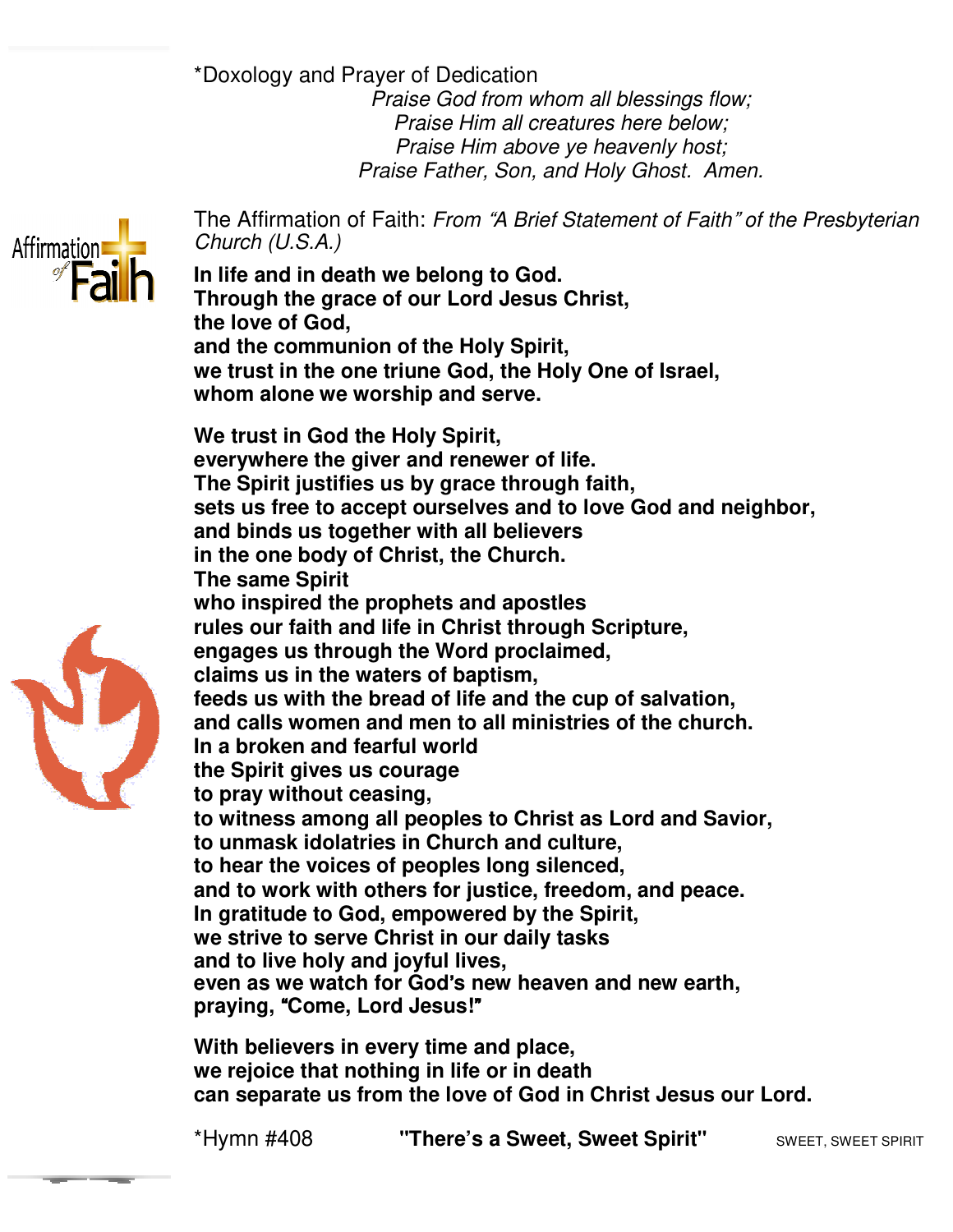*Doxology and Prayer of Dedication

*Praise God from whom all blessings flow;*
*Praise Him all creatures here below;*
*Praise Him above ye heavenly host;*
*Praise Father, Son, and Holy Ghost. Amen.*

The Affirmation of Faith: *From "A Brief Statement of Faith" of the Presbyterian Church (U.S.A.)*

**In life and in death we belong to God.**
**Through the grace of our Lord Jesus Christ,**
**the love of God,**
**and the communion of the Holy Spirit,**
**we trust in the one triune God, the Holy One of Israel,**
**whom alone we worship and serve.**

**We trust in God the Holy Spirit,**
**everywhere the giver and renewer of life.**
**The Spirit justifies us by grace through faith,**
**sets us free to accept ourselves and to love God and neighbor,**
**and binds us together with all believers**
**in the one body of Christ, the Church.**
**The same Spirit**
**who inspired the prophets and apostles**
**rules our faith and life in Christ through Scripture,**
**engages us through the Word proclaimed,**
**claims us in the waters of baptism,**
**feeds us with the bread of life and the cup of salvation,**
**and calls women and men to all ministries of the church.**
**In a broken and fearful world**
**the Spirit gives us courage**
**to pray without ceasing,**
**to witness among all peoples to Christ as Lord and Savior,**
**to unmask idolatries in Church and culture,**
**to hear the voices of peoples long silenced,**
**and to work with others for justice, freedom, and peace.**
**In gratitude to God, empowered by the Spirit,**
**we strive to serve Christ in our daily tasks**
**and to live holy and joyful lives,**
**even as we watch for God's new heaven and new earth,**
**praying, "Come, Lord Jesus!"**

**With believers in every time and place,**
**we rejoice that nothing in life or in death**
**can separate us from the love of God in Christ Jesus our Lord.**

*Hymn #408 **"There's a Sweet, Sweet Spirit"** SWEET, SWEET SPIRIT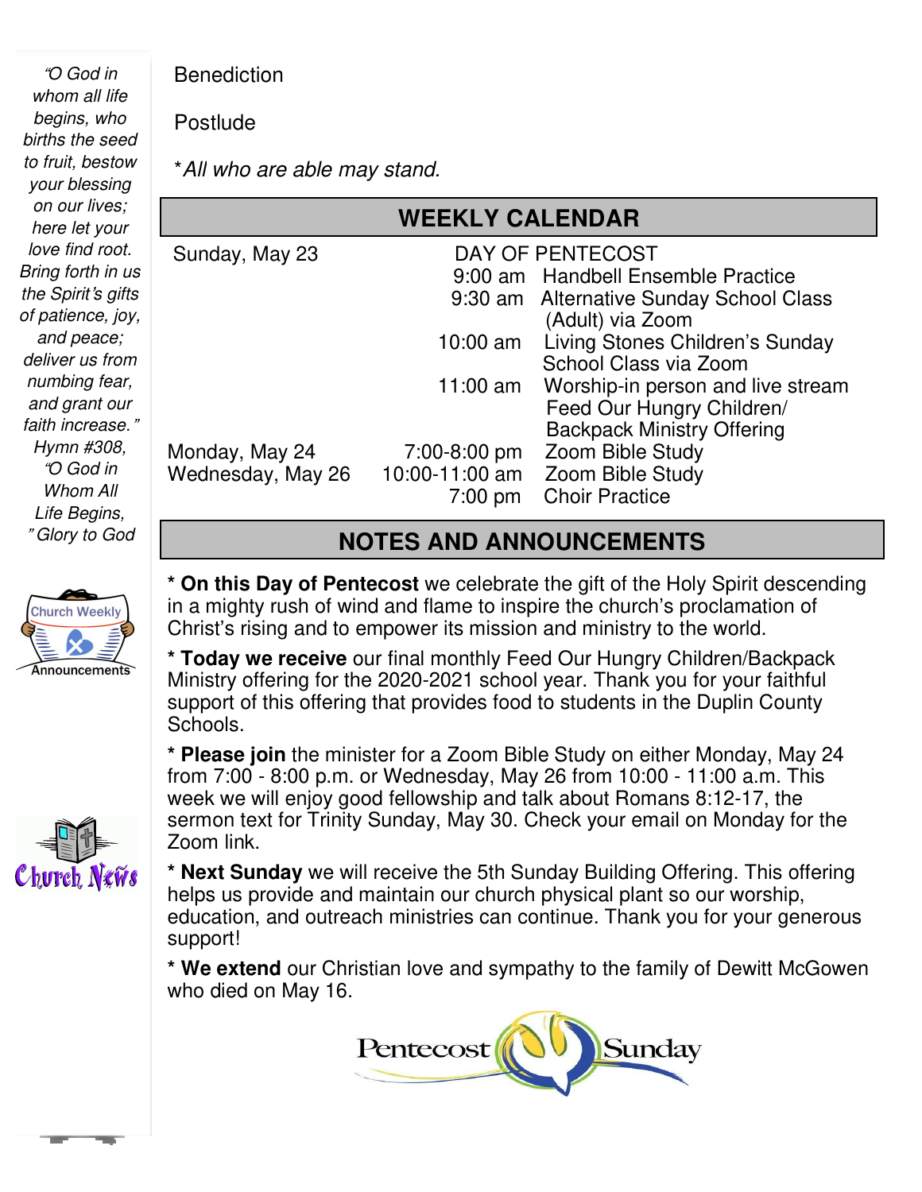*"O God in whom all life begins, who births the seed to fruit, bestow your blessing on our lives; here let your love find root. Bring forth in us the Spirit's gifts of patience, joy, and peace; deliver us from numbing fear, and grant our faith increase." Hymn #308, "O God in Whom All Life Begins," Glory to God*

Benediction

Postlude

*\*All who are able may stand.*

## WEEKLY CALENDAR

| | | |
|---|---|---|
| Sunday, May 23 | | DAY OF PENTECOST |
| | 9:00 am | Handbell Ensemble Practice |
| | 9:30 am | Alternative Sunday School Class (Adult) via Zoom |
| | 10:00 am | Living Stones Children's Sunday School Class via Zoom |
| | 11:00 am | Worship-in person and live stream Feed Our Hungry Children/ Backpack Ministry Offering |
| Monday, May 24 | 7:00-8:00 pm | Zoom Bible Study |
| Wednesday, May 26 | 10:00-11:00 am | Zoom Bible Study |
| | 7:00 pm | Choir Practice |

## NOTES AND ANNOUNCEMENTS

\* **On this Day of Pentecost** we celebrate the gift of the Holy Spirit descending in a mighty rush of wind and flame to inspire the church's proclamation of Christ's rising and to empower its mission and ministry to the world.

\* **Today we receive** our final monthly Feed Our Hungry Children/Backpack Ministry offering for the 2020-2021 school year. Thank you for your faithful support of this offering that provides food to students in the Duplin County Schools.

\* **Please join** the minister for a Zoom Bible Study on either Monday, May 24 from 7:00 - 8:00 p.m. or Wednesday, May 26 from 10:00 - 11:00 a.m. This week we will enjoy good fellowship and talk about Romans 8:12-17, the sermon text for Trinity Sunday, May 30. Check your email on Monday for the Zoom link.

\* **Next Sunday** we will receive the 5th Sunday Building Offering. This offering helps us provide and maintain our church physical plant so our worship, education, and outreach ministries can continue. Thank you for your generous support!

\* **We extend** our Christian love and sympathy to the family of Dewitt McGowen who died on May 16.